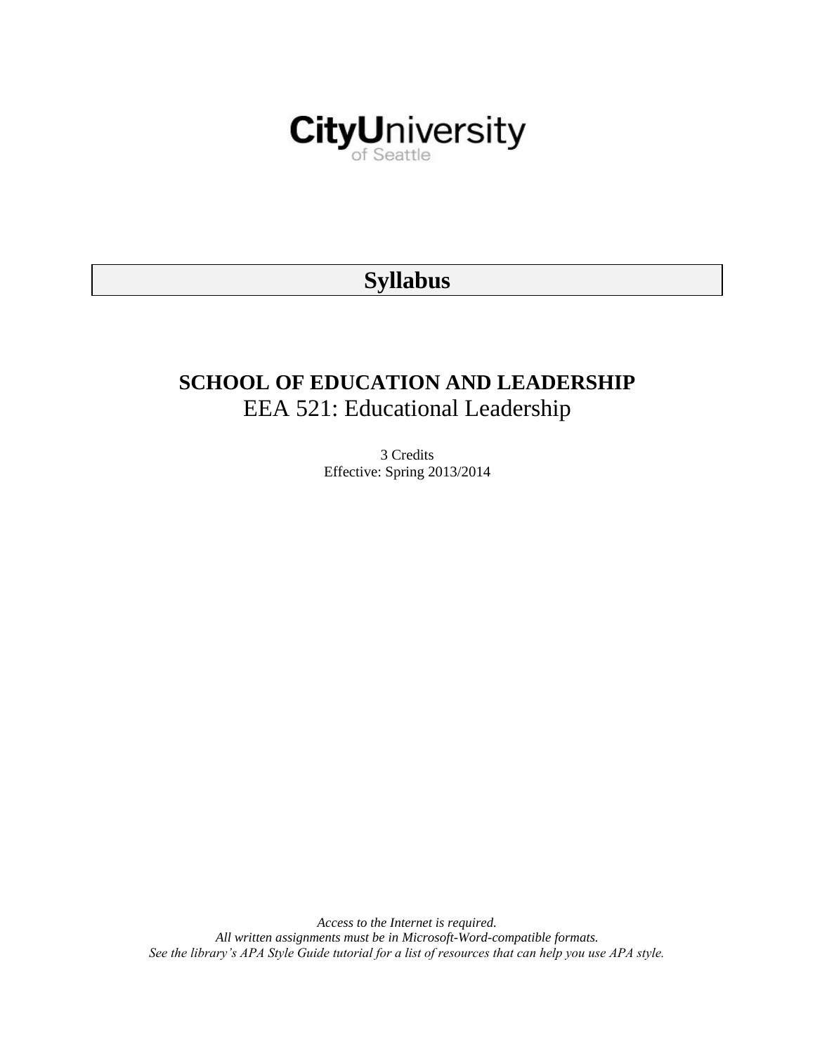CityUniversity
of Seattle

# Syllabus

## SCHOOL OF EDUCATION AND LEADERSHIP
## EEA 521: Educational Leadership

3 Credits
Effective: Spring 2013/2014

*Access to the Internet is required.*
*All written assignments must be in Microsoft-Word-compatible formats.*
*See the library's APA Style Guide tutorial for a list of resources that can help you use APA style.*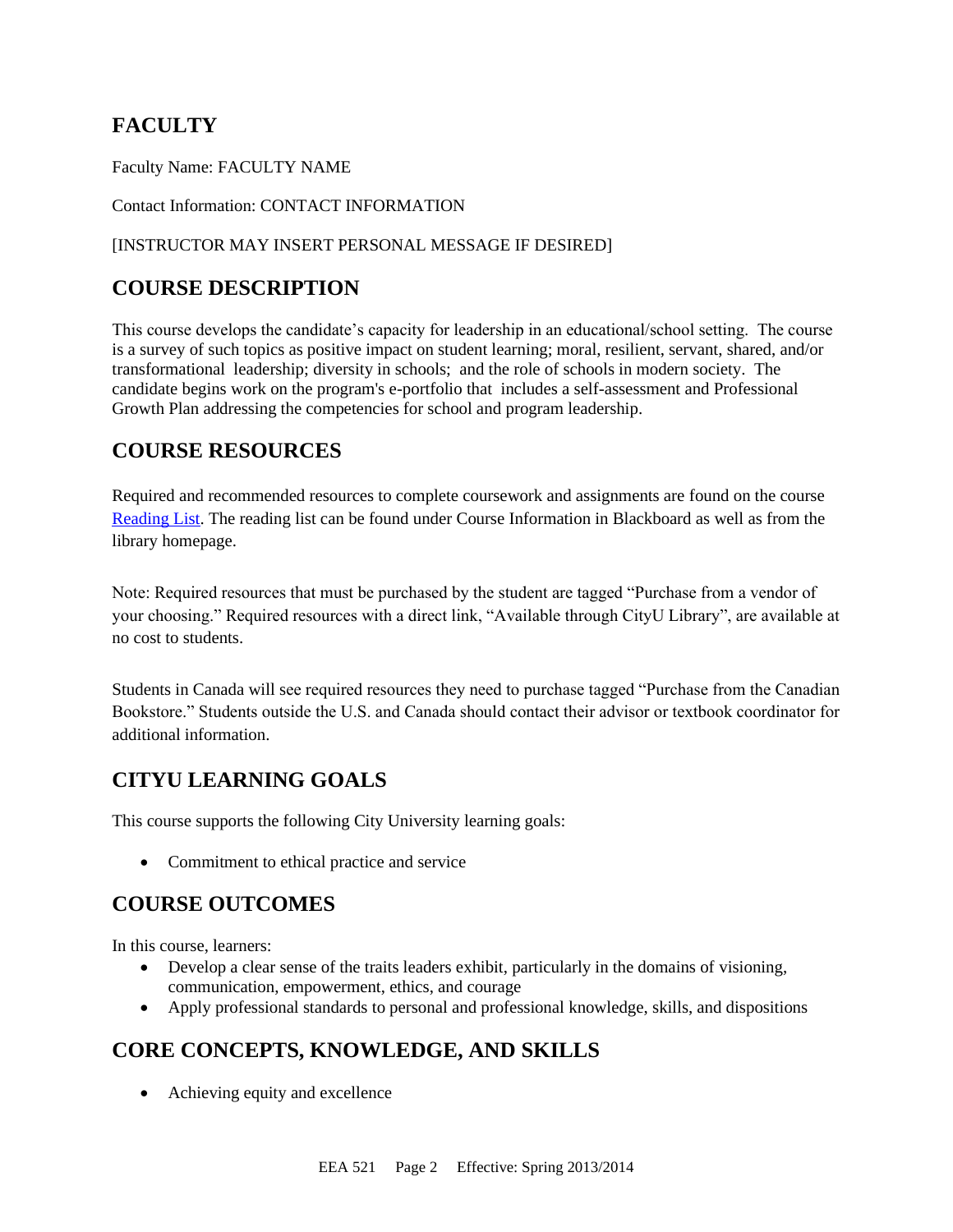## FACULTY

Faculty Name: FACULTY NAME

Contact Information: CONTACT INFORMATION

[INSTRUCTOR MAY INSERT PERSONAL MESSAGE IF DESIRED]

## COURSE DESCRIPTION

This course develops the candidate's capacity for leadership in an educational/school setting. The course is a survey of such topics as positive impact on student learning; moral, resilient, servant, shared, and/or transformational leadership; diversity in schools; and the role of schools in modern society. The candidate begins work on the program's e-portfolio that includes a self-assessment and Professional Growth Plan addressing the competencies for school and program leadership.

## COURSE RESOURCES

Required and recommended resources to complete coursework and assignments are found on the course Reading List. The reading list can be found under Course Information in Blackboard as well as from the library homepage.

Note: Required resources that must be purchased by the student are tagged "Purchase from a vendor of your choosing." Required resources with a direct link, "Available through CityU Library", are available at no cost to students.

Students in Canada will see required resources they need to purchase tagged "Purchase from the Canadian Bookstore." Students outside the U.S. and Canada should contact their advisor or textbook coordinator for additional information.

## CITYU LEARNING GOALS

This course supports the following City University learning goals:

- Commitment to ethical practice and service

## COURSE OUTCOMES

In this course, learners:

- Develop a clear sense of the traits leaders exhibit, particularly in the domains of visioning, communication, empowerment, ethics, and courage
- Apply professional standards to personal and professional knowledge, skills, and dispositions

## CORE CONCEPTS, KNOWLEDGE, AND SKILLS

- Achieving equity and excellence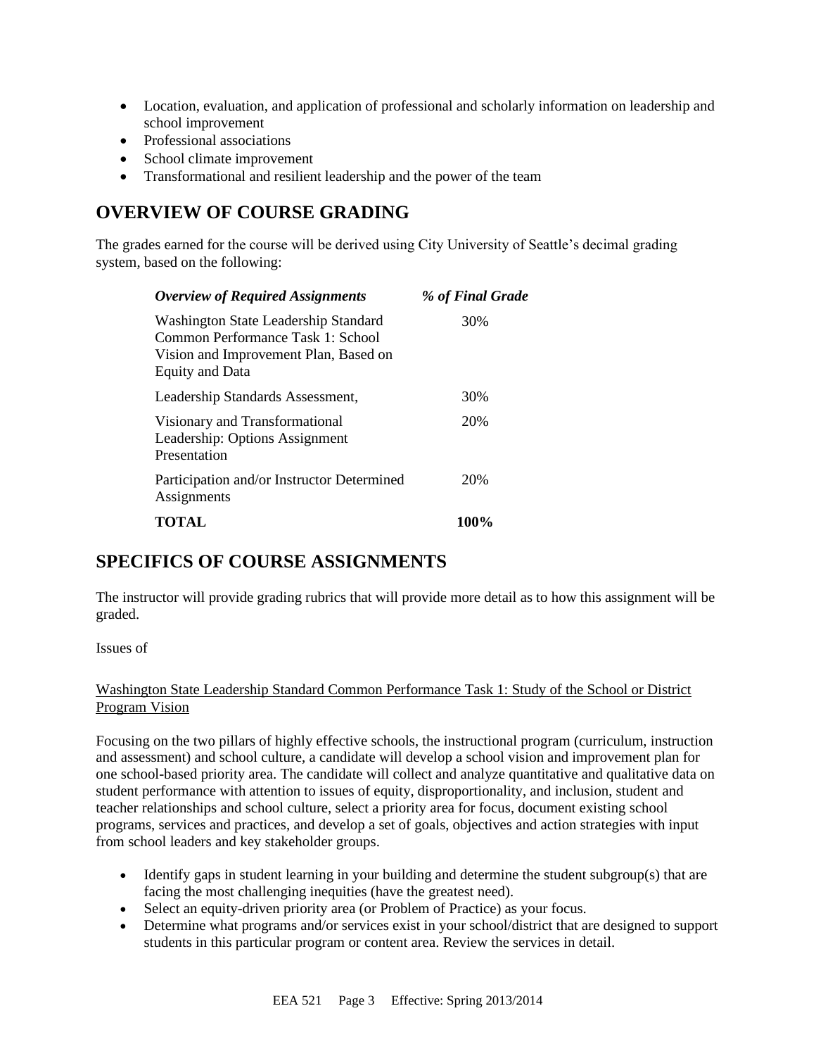- Location, evaluation, and application of professional and scholarly information on leadership and school improvement
- Professional associations
- School climate improvement
- Transformational and resilient leadership and the power of the team

## OVERVIEW OF COURSE GRADING

The grades earned for the course will be derived using City University of Seattle's decimal grading system, based on the following:

| *Overview of Required Assignments* | *% of Final Grade* |
|---|---|
| Washington State Leadership Standard Common Performance Task 1: School Vision and Improvement Plan, Based on Equity and Data | 30% |
| Leadership Standards Assessment, | 30% |
| Visionary and Transformational Leadership: Options Assignment Presentation | 20% |
| Participation and/or Instructor Determined Assignments | 20% |
| **TOTAL** | **100%** |

## SPECIFICS OF COURSE ASSIGNMENTS

The instructor will provide grading rubrics that will provide more detail as to how this assignment will be graded.

Issues of

Washington State Leadership Standard Common Performance Task 1: Study of the School or District Program Vision

Focusing on the two pillars of highly effective schools, the instructional program (curriculum, instruction and assessment) and school culture, a candidate will develop a school vision and improvement plan for one school-based priority area. The candidate will collect and analyze quantitative and qualitative data on student performance with attention to issues of equity, disproportionality, and inclusion, student and teacher relationships and school culture, select a priority area for focus, document existing school programs, services and practices, and develop a set of goals, objectives and action strategies with input from school leaders and key stakeholder groups.

- Identify gaps in student learning in your building and determine the student subgroup(s) that are facing the most challenging inequities (have the greatest need).
- Select an equity-driven priority area (or Problem of Practice) as your focus.
- Determine what programs and/or services exist in your school/district that are designed to support students in this particular program or content area. Review the services in detail.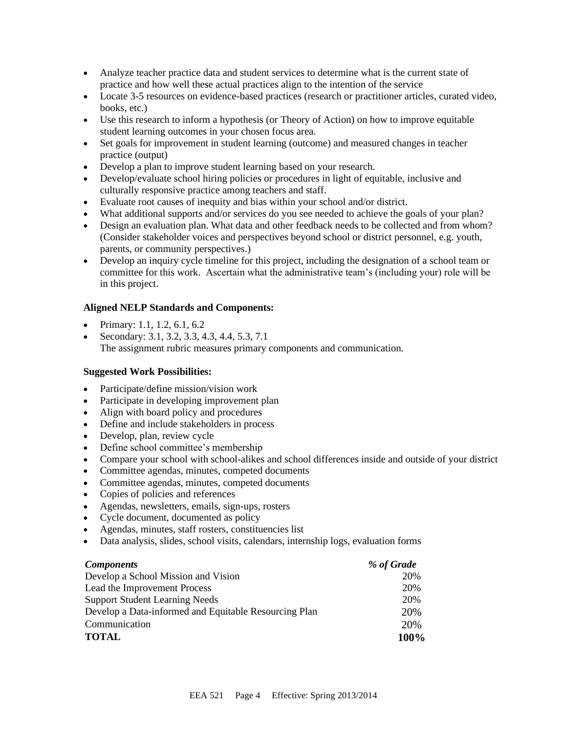- Analyze teacher practice data and student services to determine what is the current state of practice and how well these actual practices align to the intention of the service
- Locate 3-5 resources on evidence-based practices (research or practitioner articles, curated video, books, etc.)
- Use this research to inform a hypothesis (or Theory of Action) on how to improve equitable student learning outcomes in your chosen focus area.
- Set goals for improvement in student learning (outcome) and measured changes in teacher practice (output)
- Develop a plan to improve student learning based on your research.
- Develop/evaluate school hiring policies or procedures in light of equitable, inclusive and culturally responsive practice among teachers and staff.
- Evaluate root causes of inequity and bias within your school and/or district.
- What additional supports and/or services do you see needed to achieve the goals of your plan?
- Design an evaluation plan. What data and other feedback needs to be collected and from whom? (Consider stakeholder voices and perspectives beyond school or district personnel, e.g. youth, parents, or community perspectives.)
- Develop an inquiry cycle timeline for this project, including the designation of a school team or committee for this work. Ascertain what the administrative team's (including your) role will be in this project.

**Aligned NELP Standards and Components:**

- Primary: 1.1, 1.2, 6.1, 6.2
- Secondary: 3.1, 3.2, 3.3, 4.3, 4.4, 5.3, 7.1
  The assignment rubric measures primary components and communication.

**Suggested Work Possibilities:**

- Participate/define mission/vision work
- Participate in developing improvement plan
- Align with board policy and procedures
- Define and include stakeholders in process
- Develop, plan, review cycle
- Define school committee's membership
- Compare your school with school-alikes and school differences inside and outside of your district
- Committee agendas, minutes, competed documents
- Committee agendas, minutes, competed documents
- Copies of policies and references
- Agendas, newsletters, emails, sign-ups, rosters
- Cycle document, documented as policy
- Agendas, minutes, staff rosters, constituencies list
- Data analysis, slides, school visits, calendars, internship logs, evaluation forms

| ***Components*** | ***% of Grade*** |
|---|---|
| Develop a School Mission and Vision | 20% |
| Lead the Improvement Process | 20% |
| Support Student Learning Needs | 20% |
| Develop a Data-informed and Equitable Resourcing Plan | 20% |
| Communication | 20% |
| **TOTAL** | **100%** |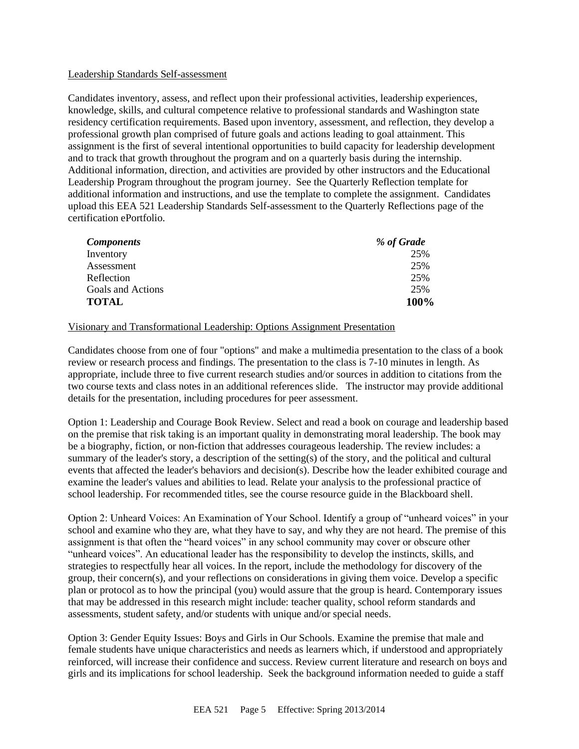Leadership Standards Self-assessment

Candidates inventory, assess, and reflect upon their professional activities, leadership experiences, knowledge, skills, and cultural competence relative to professional standards and Washington state residency certification requirements. Based upon inventory, assessment, and reflection, they develop a professional growth plan comprised of future goals and actions leading to goal attainment. This assignment is the first of several intentional opportunities to build capacity for leadership development and to track that growth throughout the program and on a quarterly basis during the internship. Additional information, direction, and activities are provided by other instructors and the Educational Leadership Program throughout the program journey. See the Quarterly Reflection template for additional information and instructions, and use the template to complete the assignment. Candidates upload this EEA 521 Leadership Standards Self-assessment to the Quarterly Reflections page of the certification ePortfolio.

| ***Components*** | ***% of Grade*** |
|---|---|
| Inventory | 25% |
| Assessment | 25% |
| Reflection | 25% |
| Goals and Actions | 25% |
| **TOTAL** | **100%** |

Visionary and Transformational Leadership: Options Assignment Presentation

Candidates choose from one of four "options" and make a multimedia presentation to the class of a book review or research process and findings. The presentation to the class is 7-10 minutes in length. As appropriate, include three to five current research studies and/or sources in addition to citations from the two course texts and class notes in an additional references slide. The instructor may provide additional details for the presentation, including procedures for peer assessment.

Option 1: Leadership and Courage Book Review. Select and read a book on courage and leadership based on the premise that risk taking is an important quality in demonstrating moral leadership. The book may be a biography, fiction, or non-fiction that addresses courageous leadership. The review includes: a summary of the leader's story, a description of the setting(s) of the story, and the political and cultural events that affected the leader's behaviors and decision(s). Describe how the leader exhibited courage and examine the leader's values and abilities to lead. Relate your analysis to the professional practice of school leadership. For recommended titles, see the course resource guide in the Blackboard shell.

Option 2: Unheard Voices: An Examination of Your School. Identify a group of "unheard voices" in your school and examine who they are, what they have to say, and why they are not heard. The premise of this assignment is that often the "heard voices" in any school community may cover or obscure other "unheard voices". An educational leader has the responsibility to develop the instincts, skills, and strategies to respectfully hear all voices. In the report, include the methodology for discovery of the group, their concern(s), and your reflections on considerations in giving them voice. Develop a specific plan or protocol as to how the principal (you) would assure that the group is heard. Contemporary issues that may be addressed in this research might include: teacher quality, school reform standards and assessments, student safety, and/or students with unique and/or special needs.

Option 3: Gender Equity Issues: Boys and Girls in Our Schools. Examine the premise that male and female students have unique characteristics and needs as learners which, if understood and appropriately reinforced, will increase their confidence and success. Review current literature and research on boys and girls and its implications for school leadership. Seek the background information needed to guide a staff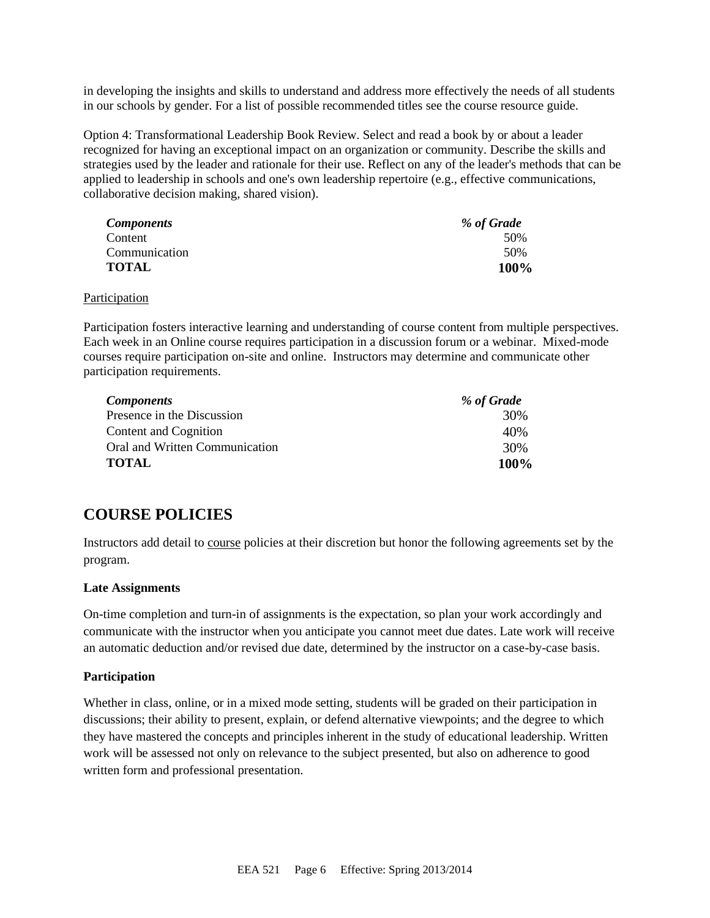in developing the insights and skills to understand and address more effectively the needs of all students in our schools by gender. For a list of possible recommended titles see the course resource guide.

Option 4: Transformational Leadership Book Review. Select and read a book by or about a leader recognized for having an exceptional impact on an organization or community. Describe the skills and strategies used by the leader and rationale for their use. Reflect on any of the leader's methods that can be applied to leadership in schools and one's own leadership repertoire (e.g., effective communications, collaborative decision making, shared vision).

| ***Components*** | ***% of Grade*** |
|---|---|
| Content | 50% |
| Communication | 50% |
| **TOTAL** | **100%** |

Participation

Participation fosters interactive learning and understanding of course content from multiple perspectives. Each week in an Online course requires participation in a discussion forum or a webinar. Mixed-mode courses require participation on-site and online. Instructors may determine and communicate other participation requirements.

| ***Components*** | ***% of Grade*** |
|---|---|
| Presence in the Discussion | 30% |
| Content and Cognition | 40% |
| Oral and Written Communication | 30% |
| **TOTAL** | **100%** |

## COURSE POLICIES

Instructors add detail to course policies at their discretion but honor the following agreements set by the program.

**Late Assignments**

On-time completion and turn-in of assignments is the expectation, so plan your work accordingly and communicate with the instructor when you anticipate you cannot meet due dates. Late work will receive an automatic deduction and/or revised due date, determined by the instructor on a case-by-case basis.

**Participation**

Whether in class, online, or in a mixed mode setting, students will be graded on their participation in discussions; their ability to present, explain, or defend alternative viewpoints; and the degree to which they have mastered the concepts and principles inherent in the study of educational leadership. Written work will be assessed not only on relevance to the subject presented, but also on adherence to good written form and professional presentation.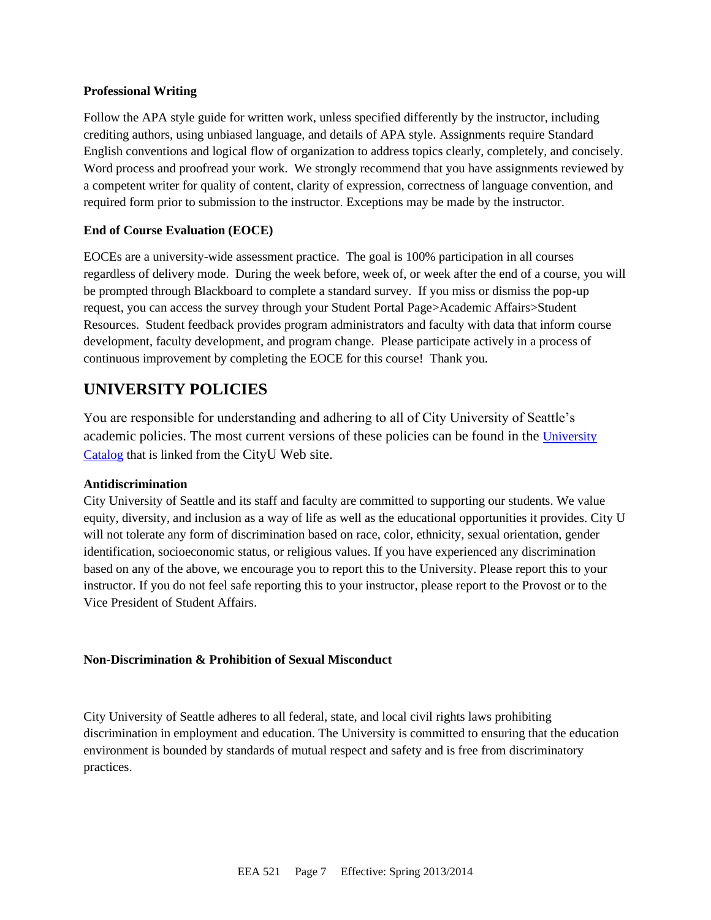**Professional Writing**

Follow the APA style guide for written work, unless specified differently by the instructor, including crediting authors, using unbiased language, and details of APA style. Assignments require Standard English conventions and logical flow of organization to address topics clearly, completely, and concisely. Word process and proofread your work. We strongly recommend that you have assignments reviewed by a competent writer for quality of content, clarity of expression, correctness of language convention, and required form prior to submission to the instructor. Exceptions may be made by the instructor.

**End of Course Evaluation (EOCE)**

EOCEs are a university-wide assessment practice. The goal is 100% participation in all courses regardless of delivery mode. During the week before, week of, or week after the end of a course, you will be prompted through Blackboard to complete a standard survey. If you miss or dismiss the pop-up request, you can access the survey through your Student Portal Page>Academic Affairs>Student Resources. Student feedback provides program administrators and faculty with data that inform course development, faculty development, and program change. Please participate actively in a process of continuous improvement by completing the EOCE for this course! Thank you.

# UNIVERSITY POLICIES

You are responsible for understanding and adhering to all of City University of Seattle's academic policies. The most current versions of these policies can be found in the University Catalog that is linked from the CityU Web site.

**Antidiscrimination**

City University of Seattle and its staff and faculty are committed to supporting our students. We value equity, diversity, and inclusion as a way of life as well as the educational opportunities it provides. City U will not tolerate any form of discrimination based on race, color, ethnicity, sexual orientation, gender identification, socioeconomic status, or religious values. If you have experienced any discrimination based on any of the above, we encourage you to report this to the University. Please report this to your instructor. If you do not feel safe reporting this to your instructor, please report to the Provost or to the Vice President of Student Affairs.

**Non-Discrimination & Prohibition of Sexual Misconduct**

City University of Seattle adheres to all federal, state, and local civil rights laws prohibiting discrimination in employment and education. The University is committed to ensuring that the education environment is bounded by standards of mutual respect and safety and is free from discriminatory practices.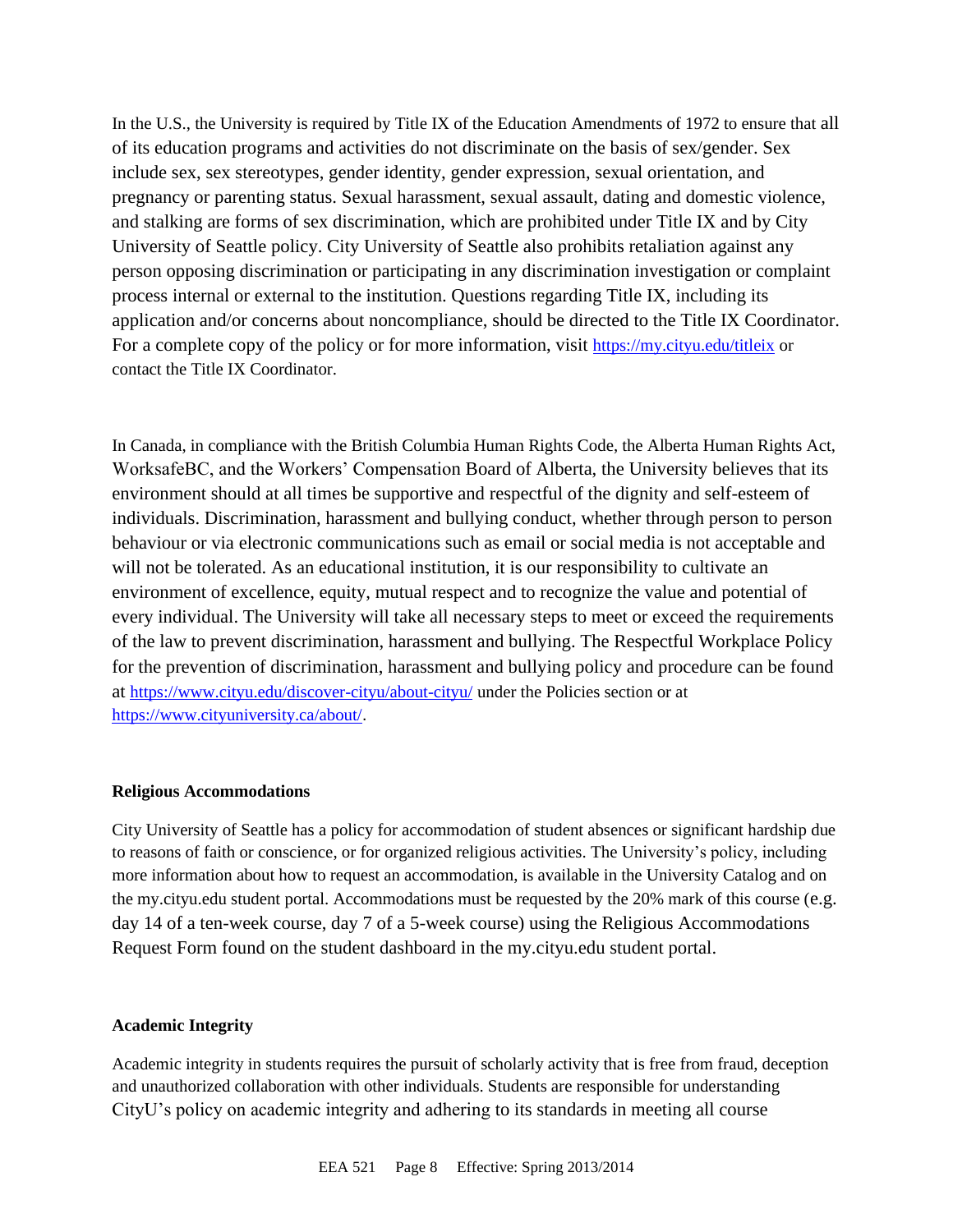In the U.S., the University is required by Title IX of the Education Amendments of 1972 to ensure that all of its education programs and activities do not discriminate on the basis of sex/gender. Sex include sex, sex stereotypes, gender identity, gender expression, sexual orientation, and pregnancy or parenting status. Sexual harassment, sexual assault, dating and domestic violence, and stalking are forms of sex discrimination, which are prohibited under Title IX and by City University of Seattle policy. City University of Seattle also prohibits retaliation against any person opposing discrimination or participating in any discrimination investigation or complaint process internal or external to the institution. Questions regarding Title IX, including its application and/or concerns about noncompliance, should be directed to the Title IX Coordinator. For a complete copy of the policy or for more information, visit https://my.cityu.edu/titleix or contact the Title IX Coordinator.

In Canada, in compliance with the British Columbia Human Rights Code, the Alberta Human Rights Act, WorksafeBC, and the Workers' Compensation Board of Alberta, the University believes that its environment should at all times be supportive and respectful of the dignity and self-esteem of individuals. Discrimination, harassment and bullying conduct, whether through person to person behaviour or via electronic communications such as email or social media is not acceptable and will not be tolerated. As an educational institution, it is our responsibility to cultivate an environment of excellence, equity, mutual respect and to recognize the value and potential of every individual. The University will take all necessary steps to meet or exceed the requirements of the law to prevent discrimination, harassment and bullying. The Respectful Workplace Policy for the prevention of discrimination, harassment and bullying policy and procedure can be found at https://www.cityu.edu/discover-cityu/about-cityu/ under the Policies section or at https://www.cityuniversity.ca/about/.

**Religious Accommodations**

City University of Seattle has a policy for accommodation of student absences or significant hardship due to reasons of faith or conscience, or for organized religious activities. The University's policy, including more information about how to request an accommodation, is available in the University Catalog and on the my.cityu.edu student portal. Accommodations must be requested by the 20% mark of this course (e.g. day 14 of a ten-week course, day 7 of a 5-week course) using the Religious Accommodations Request Form found on the student dashboard in the my.cityu.edu student portal.

**Academic Integrity**

Academic integrity in students requires the pursuit of scholarly activity that is free from fraud, deception and unauthorized collaboration with other individuals. Students are responsible for understanding CityU's policy on academic integrity and adhering to its standards in meeting all course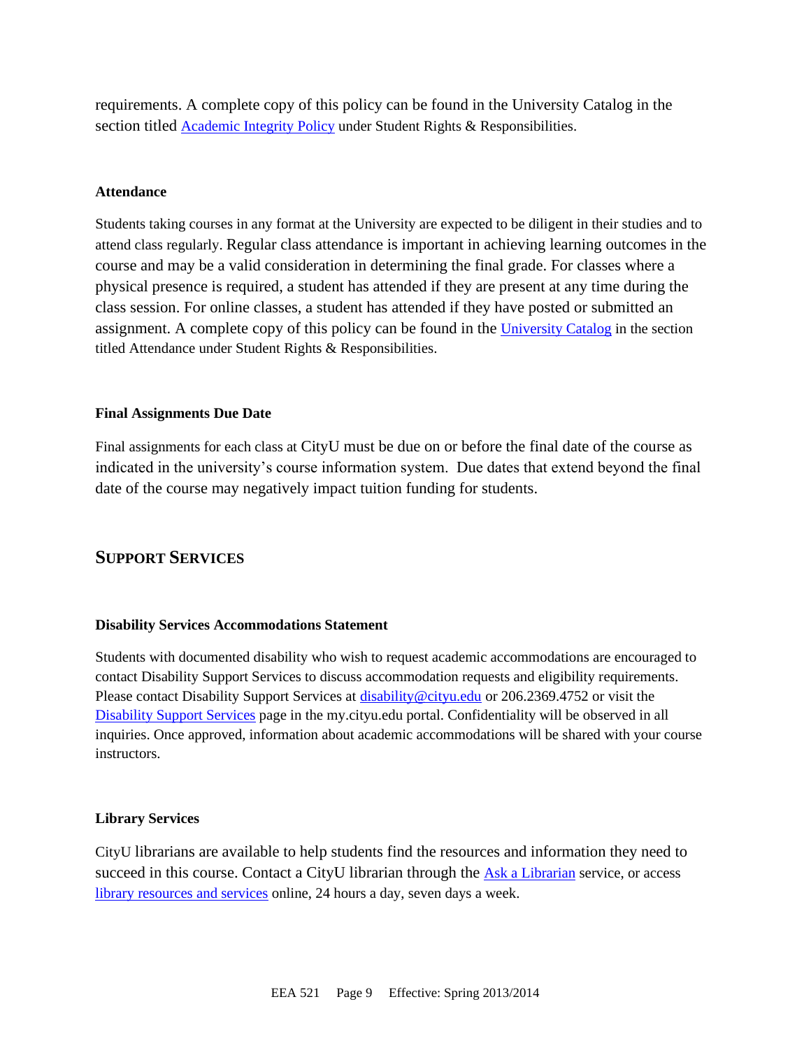requirements. A complete copy of this policy can be found in the University Catalog in the section titled Academic Integrity Policy under Student Rights & Responsibilities.

### Attendance

Students taking courses in any format at the University are expected to be diligent in their studies and to attend class regularly. Regular class attendance is important in achieving learning outcomes in the course and may be a valid consideration in determining the final grade. For classes where a physical presence is required, a student has attended if they are present at any time during the class session. For online classes, a student has attended if they have posted or submitted an assignment. A complete copy of this policy can be found in the University Catalog in the section titled Attendance under Student Rights & Responsibilities.

### Final Assignments Due Date

Final assignments for each class at CityU must be due on or before the final date of the course as indicated in the university's course information system. Due dates that extend beyond the final date of the course may negatively impact tuition funding for students.

## SUPPORT SERVICES

### Disability Services Accommodations Statement

Students with documented disability who wish to request academic accommodations are encouraged to contact Disability Support Services to discuss accommodation requests and eligibility requirements. Please contact Disability Support Services at disability@cityu.edu or 206.2369.4752 or visit the Disability Support Services page in the my.cityu.edu portal. Confidentiality will be observed in all inquiries. Once approved, information about academic accommodations will be shared with your course instructors.

### Library Services

CityU librarians are available to help students find the resources and information they need to succeed in this course. Contact a CityU librarian through the Ask a Librarian service, or access library resources and services online, 24 hours a day, seven days a week.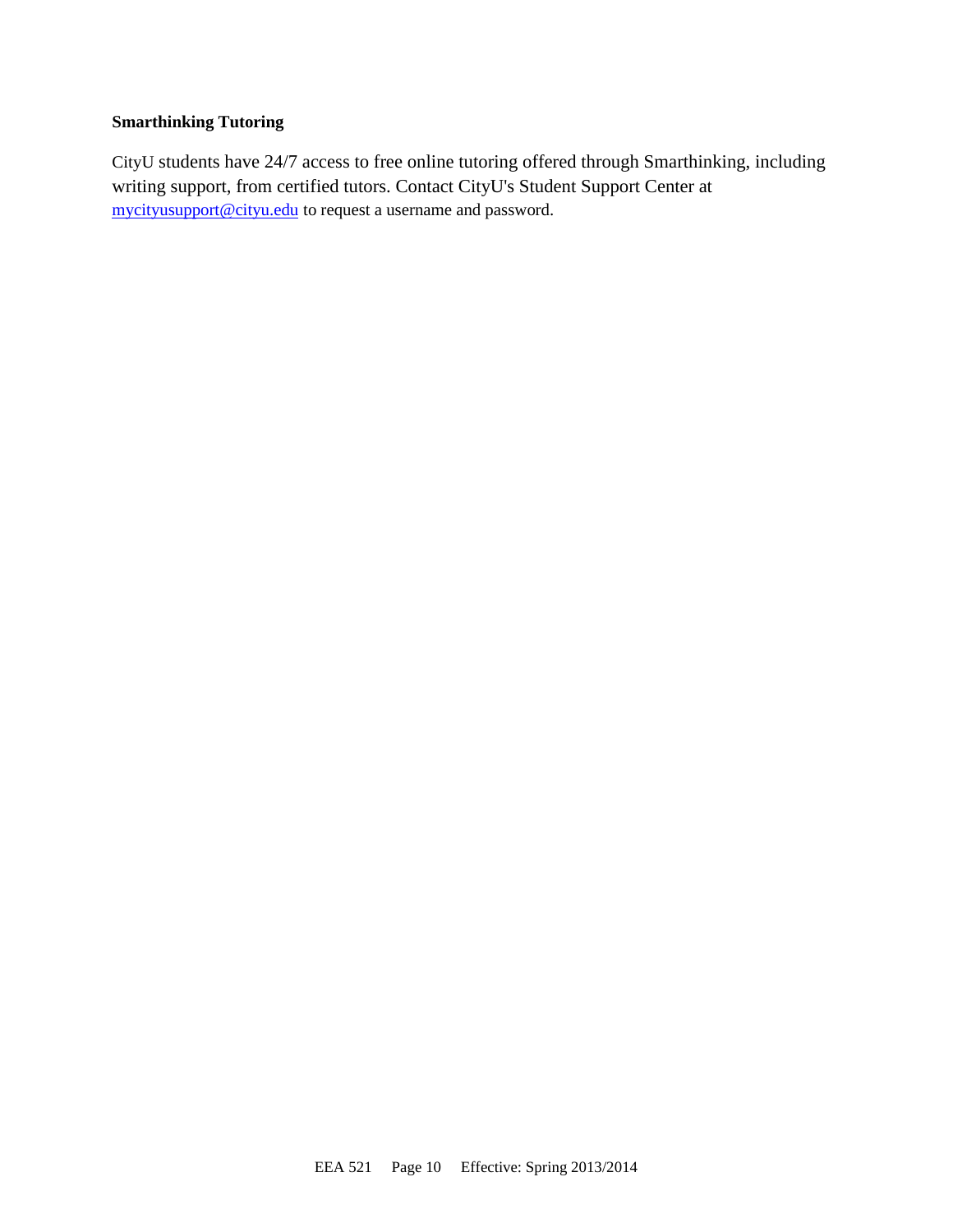**Smarthinking Tutoring**

CityU students have 24/7 access to free online tutoring offered through Smarthinking, including writing support, from certified tutors. Contact CityU's Student Support Center at mycityusupport@cityu.edu to request a username and password.